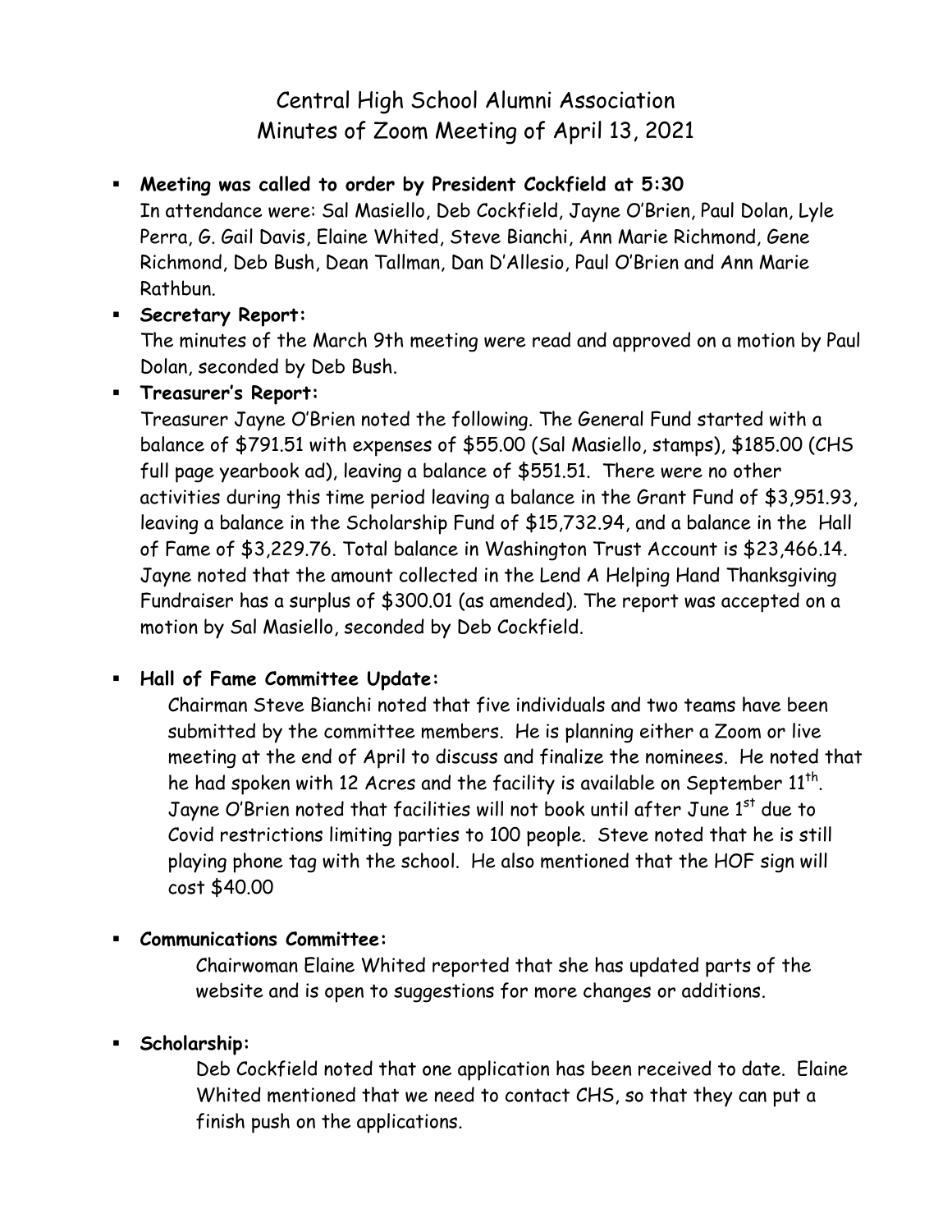# Central High School Alumni Association
## Minutes of Zoom Meeting of April 13, 2021

- **Meeting was called to order by President Cockfield at 5:30**
  In attendance were: Sal Masiello, Deb Cockfield, Jayne O'Brien, Paul Dolan, Lyle Perra, G. Gail Davis, Elaine Whited, Steve Bianchi, Ann Marie Richmond, Gene Richmond, Deb Bush, Dean Tallman, Dan D'Allesio, Paul O'Brien and Ann Marie Rathbun.

- **Secretary Report:**
  The minutes of the March 9th meeting were read and approved on a motion by Paul Dolan, seconded by Deb Bush.

- **Treasurer's Report:**
  Treasurer Jayne O'Brien noted the following. The General Fund started with a balance of $791.51 with expenses of $55.00 (Sal Masiello, stamps), $185.00 (CHS full page yearbook ad), leaving a balance of $551.51. There were no other activities during this time period leaving a balance in the Grant Fund of $3,951.93, leaving a balance in the Scholarship Fund of $15,732.94, and a balance in the Hall of Fame of $3,229.76. Total balance in Washington Trust Account is $23,466.14. Jayne noted that the amount collected in the Lend A Helping Hand Thanksgiving Fundraiser has a surplus of $300.01 (as amended). The report was accepted on a motion by Sal Masiello, seconded by Deb Cockfield.

- **Hall of Fame Committee Update:**
  Chairman Steve Bianchi noted that five individuals and two teams have been submitted by the committee members. He is planning either a Zoom or live meeting at the end of April to discuss and finalize the nominees. He noted that he had spoken with 12 Acres and the facility is available on September 11th. Jayne O'Brien noted that facilities will not book until after June 1st due to Covid restrictions limiting parties to 100 people. Steve noted that he is still playing phone tag with the school. He also mentioned that the HOF sign will cost $40.00

- **Communications Committee:**
  Chairwoman Elaine Whited reported that she has updated parts of the website and is open to suggestions for more changes or additions.

- **Scholarship:**
  Deb Cockfield noted that one application has been received to date. Elaine Whited mentioned that we need to contact CHS, so that they can put a finish push on the applications.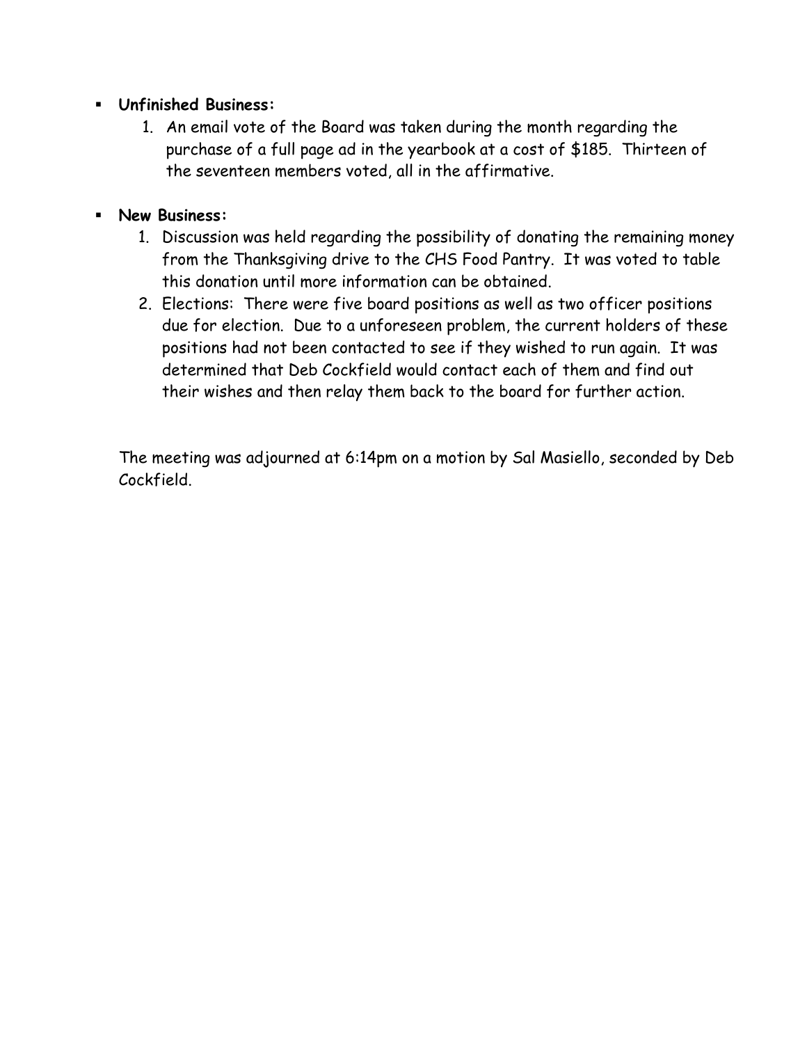- **Unfinished Business:**
  1. An email vote of the Board was taken during the month regarding the purchase of a full page ad in the yearbook at a cost of $185. Thirteen of the seventeen members voted, all in the affirmative.

- **New Business:**
  1. Discussion was held regarding the possibility of donating the remaining money from the Thanksgiving drive to the CHS Food Pantry. It was voted to table this donation until more information can be obtained.
  2. Elections: There were five board positions as well as two officer positions due for election. Due to a unforeseen problem, the current holders of these positions had not been contacted to see if they wished to run again. It was determined that Deb Cockfield would contact each of them and find out their wishes and then relay them back to the board for further action.

The meeting was adjourned at 6:14pm on a motion by Sal Masiello, seconded by Deb Cockfield.